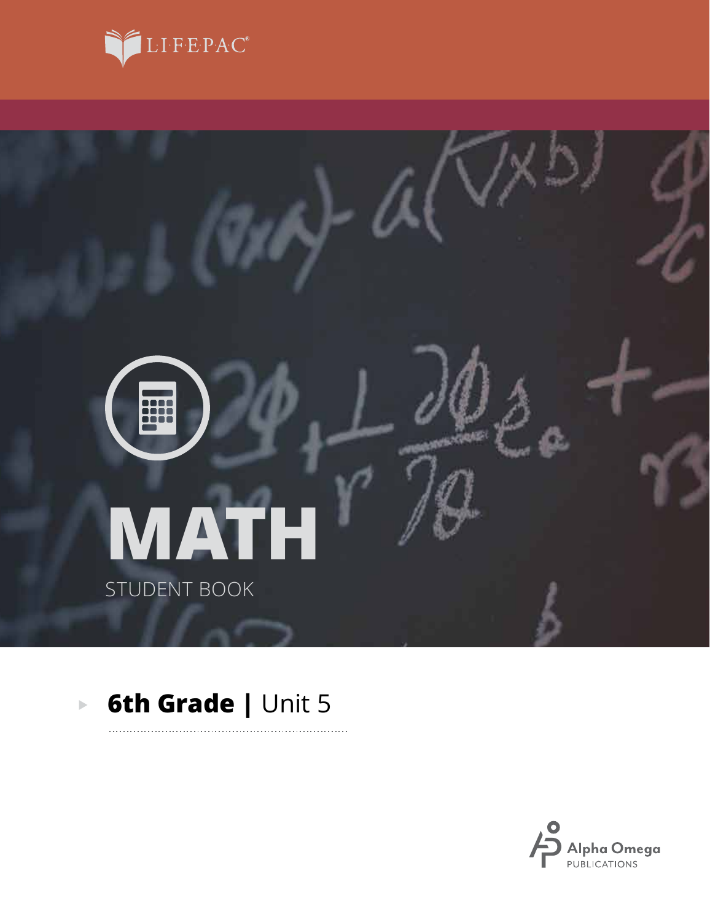LIFEPAC®

# MATH

STUDENT BOOK

## 6th Grade | Unit 5

Alpha Omega PUBLICATIONS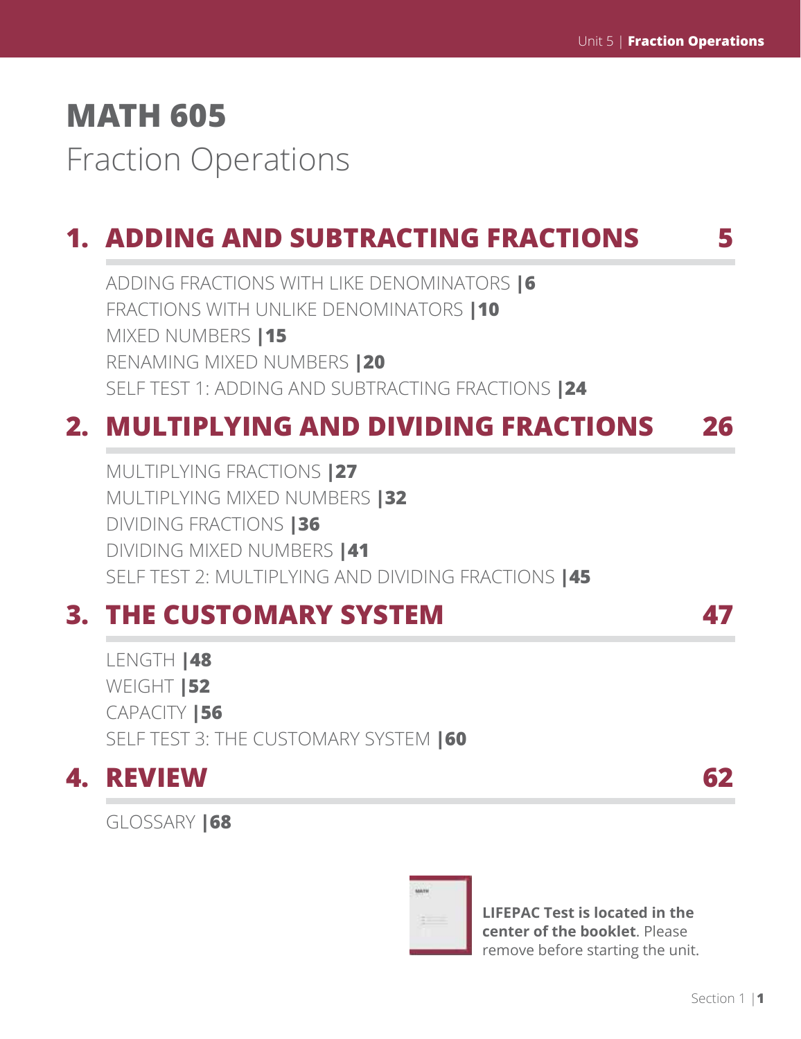# MATH 605

## Fraction Operations

## 1. ADDING AND SUBTRACTING FRACTIONS 5

ADDING FRACTIONS WITH LIKE DENOMINATORS |**6**
FRACTIONS WITH UNLIKE DENOMINATORS |**10**
MIXED NUMBERS |**15**
RENAMING MIXED NUMBERS |**20**
SELF TEST 1: ADDING AND SUBTRACTING FRACTIONS |**24**

## 2. MULTIPLYING AND DIVIDING FRACTIONS 26

MULTIPLYING FRACTIONS |**27**
MULTIPLYING MIXED NUMBERS |**32**
DIVIDING FRACTIONS |**36**
DIVIDING MIXED NUMBERS |**41**
SELF TEST 2: MULTIPLYING AND DIVIDING FRACTIONS |**45**

## 3. THE CUSTOMARY SYSTEM 47

LENGTH |**48**
WEIGHT |**52**
CAPACITY |**56**
SELF TEST 3: THE CUSTOMARY SYSTEM |**60**

## 4. REVIEW 62

GLOSSARY |**68**

**LIFEPAC Test is located in the center of the booklet**. Please remove before starting the unit.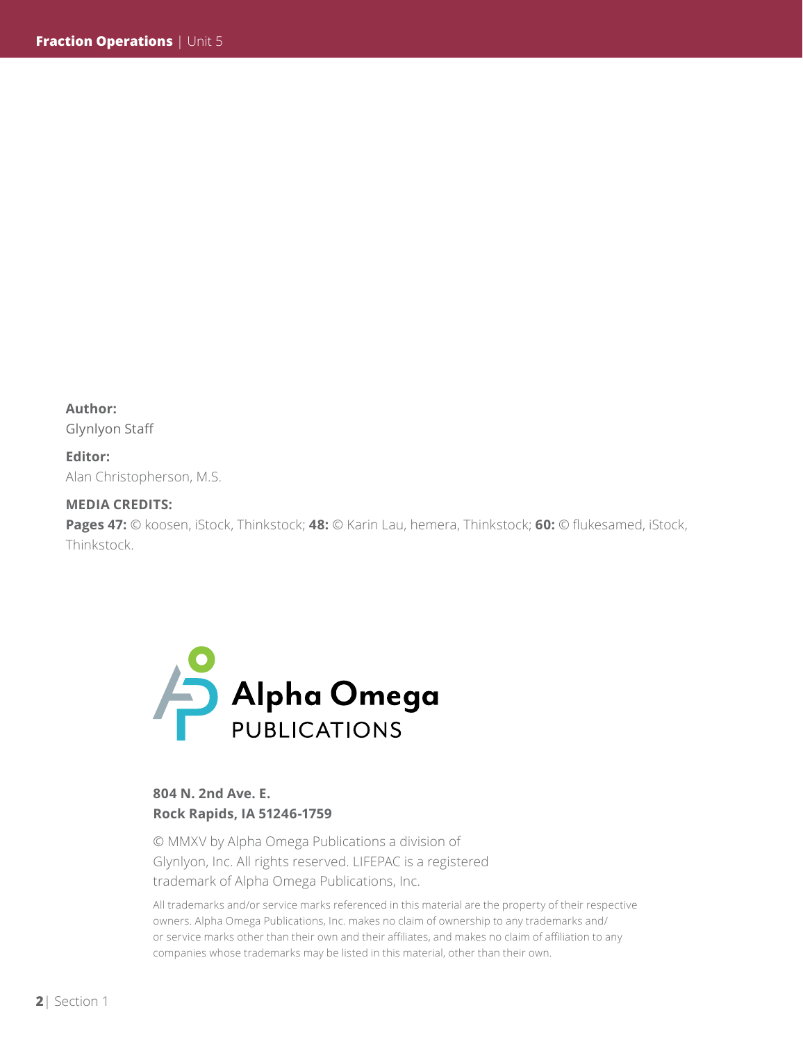**Author:**
Glynlyon Staff

**Editor:**
Alan Christopherson, M.S.

**MEDIA CREDITS:**
**Pages 47:** © koosen, iStock, Thinkstock; **48:** © Karin Lau, hemera, Thinkstock; **60:** © flukesamed, iStock, Thinkstock.

Alpha Omega
PUBLICATIONS

**804 N. 2nd Ave. E.**
**Rock Rapids, IA 51246-1759**

© MMXV by Alpha Omega Publications a division of Glynlyon, Inc. All rights reserved. LIFEPAC is a registered trademark of Alpha Omega Publications, Inc.

All trademarks and/or service marks referenced in this material are the property of their respective owners. Alpha Omega Publications, Inc. makes no claim of ownership to any trademarks and/or service marks other than their own and their affiliates, and makes no claim of affiliation to any companies whose trademarks may be listed in this material, other than their own.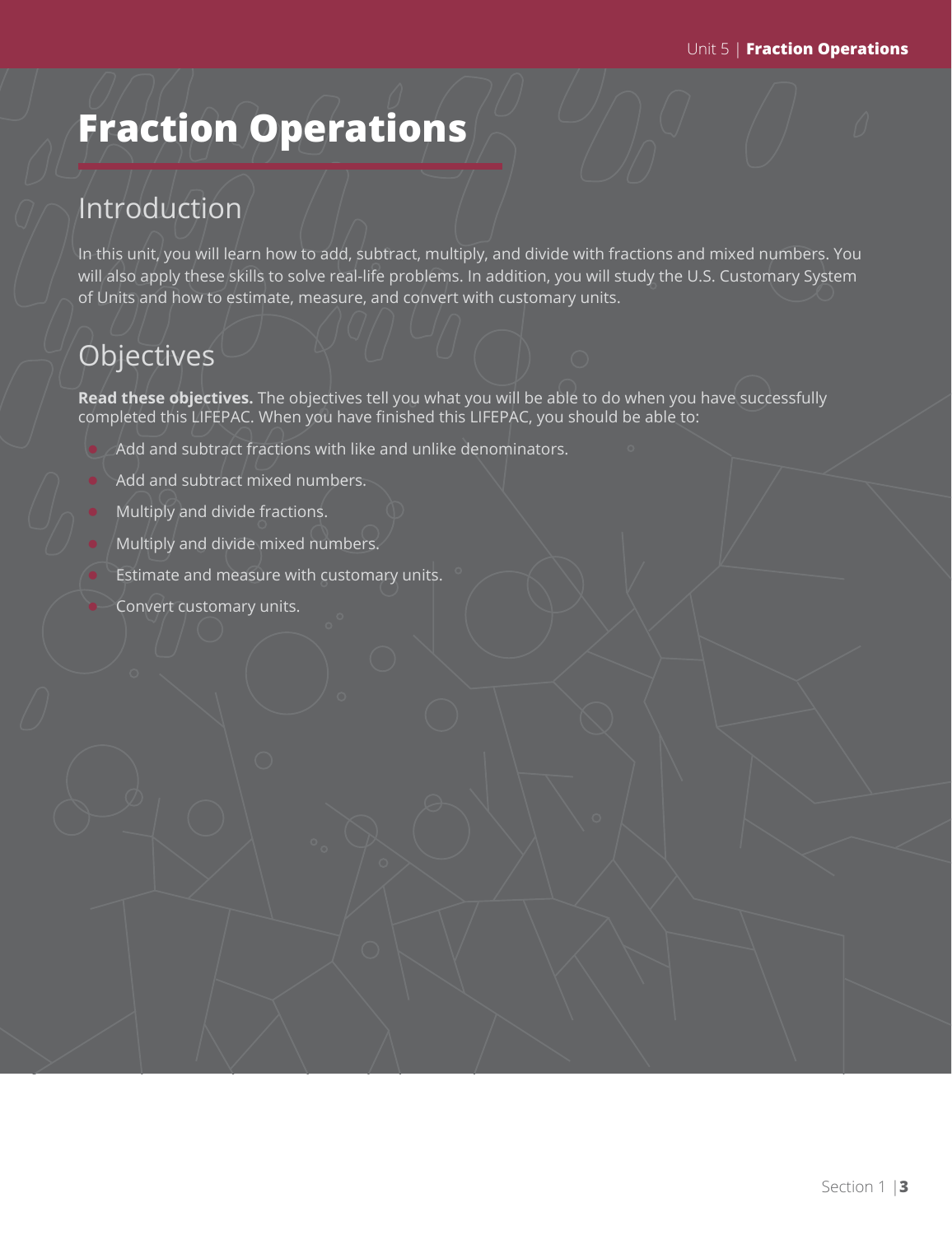# Fraction Operations

## Introduction

In this unit, you will learn how to add, subtract, multiply, and divide with fractions and mixed numbers. You will also apply these skills to solve real-life problems. In addition, you will study the U.S. Customary System of Units and how to estimate, measure, and convert with customary units.

## Objectives

**Read these objectives.** The objectives tell you what you will be able to do when you have successfully completed this LIFEPAC. When you have finished this LIFEPAC, you should be able to:

- Add and subtract fractions with like and unlike denominators.
- Add and subtract mixed numbers.
- Multiply and divide fractions.
- Multiply and divide mixed numbers.
- Estimate and measure with customary units.
- Convert customary units.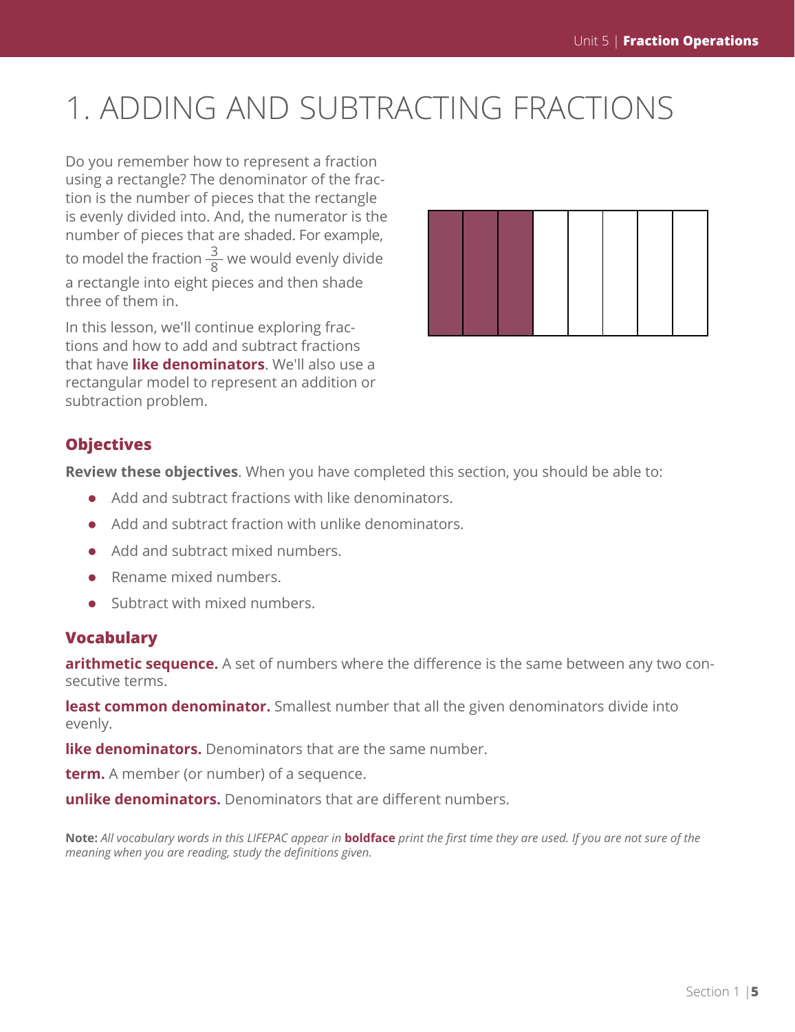# 1. ADDING AND SUBTRACTING FRACTIONS

Do you remember how to represent a fraction using a rectangle? The denominator of the fraction is the number of pieces that the rectangle is evenly divided into. And, the numerator is the number of pieces that are shaded. For example, to model the fraction $\frac{3}{8}$ we would evenly divide a rectangle into eight pieces and then shade three of them in.

In this lesson, we'll continue exploring fractions and how to add and subtract fractions that have **like denominators**. We'll also use a rectangular model to represent an addition or subtraction problem.

## Objectives

**Review these objectives**. When you have completed this section, you should be able to:

- Add and subtract fractions with like denominators.
- Add and subtract fraction with unlike denominators.
- Add and subtract mixed numbers.
- Rename mixed numbers.
- Subtract with mixed numbers.

## Vocabulary

**arithmetic sequence.** A set of numbers where the difference is the same between any two consecutive terms.

**least common denominator.** Smallest number that all the given denominators divide into evenly.

**like denominators.** Denominators that are the same number.

**term.** A member (or number) of a sequence.

**unlike denominators.** Denominators that are different numbers.

**Note:** *All vocabulary words in this LIFEPAC appear in* **boldface** *print the first time they are used. If you are not sure of the meaning when you are reading, study the definitions given.*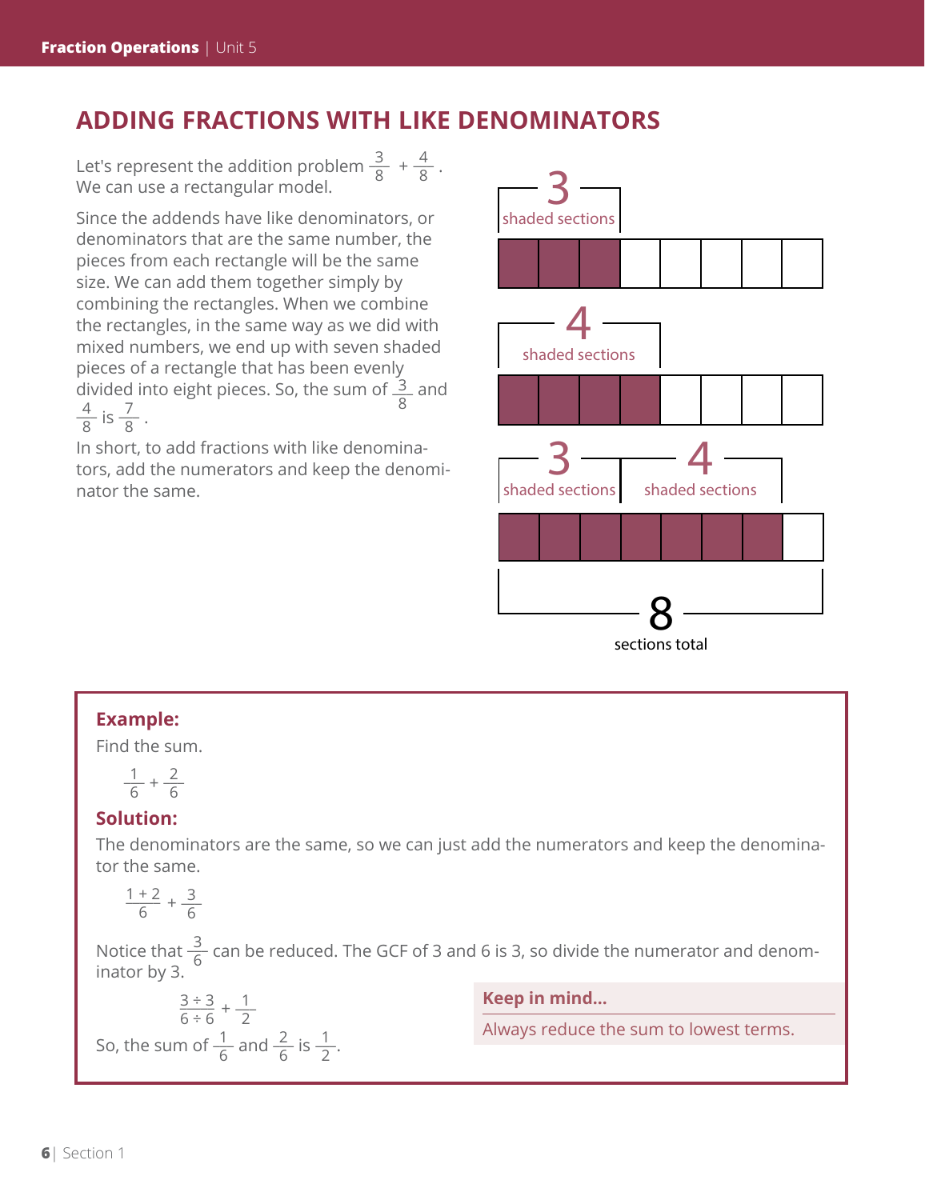## ADDING FRACTIONS WITH LIKE DENOMINATORS

Let's represent the addition problem $\frac{3}{8} + \frac{4}{8}$. We can use a rectangular model.

Since the addends have like denominators, or denominators that are the same number, the pieces from each rectangle will be the same size. We can add them together simply by combining the rectangles. When we combine the rectangles, in the same way as we did with mixed numbers, we end up with seven shaded pieces of a rectangle that has been evenly divided into eight pieces. So, the sum of $\frac{3}{8}$ and $\frac{4}{8}$ is $\frac{7}{8}$.

In short, to add fractions with like denominators, add the numerators and keep the denominator the same.

3 shaded sections

4 shaded sections

3 shaded sections 4 shaded sections

8 sections total

**Example:**

Find the sum.

$\frac{1}{6} + \frac{2}{6}$

**Solution:**

The denominators are the same, so we can just add the numerators and keep the denominator the same.

$\frac{1+2}{6} + \frac{3}{6}$

Notice that $\frac{3}{6}$ can be reduced. The GCF of 3 and 6 is 3, so divide the numerator and denominator by 3.

$\frac{3 \div 3}{6 \div 6} + \frac{1}{2}$

So, the sum of $\frac{1}{6}$ and $\frac{2}{6}$ is $\frac{1}{2}$.

**Keep in mind...**

Always reduce the sum to lowest terms.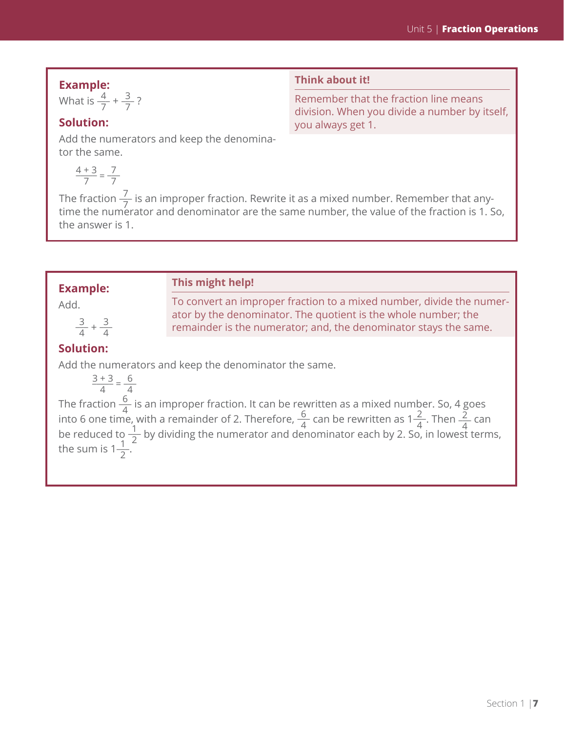**Example:**

What is $\frac{4}{7} + \frac{3}{7}$?

**Solution:**

Add the numerators and keep the denominator the same.

$$\frac{4+3}{7} = \frac{7}{7}$$

The fraction $\frac{7}{7}$ is an improper fraction. Rewrite it as a mixed number. Remember that anytime the numerator and denominator are the same number, the value of the fraction is 1. So, the answer is 1.

**Think about it!**

Remember that the fraction line means division. When you divide a number by itself, you always get 1.

---

**Example:**

Add.

$$\frac{3}{4} + \frac{3}{4}$$

**This might help!**

To convert an improper fraction to a mixed number, divide the numerator by the denominator. The quotient is the whole number; the remainder is the numerator; and, the denominator stays the same.

**Solution:**

Add the numerators and keep the denominator the same.

$$\frac{3+3}{4} = \frac{6}{4}$$

The fraction $\frac{6}{4}$ is an improper fraction. It can be rewritten as a mixed number. So, 4 goes into 6 one time, with a remainder of 2. Therefore, $\frac{6}{4}$ can be rewritten as $1\frac{2}{4}$. Then $\frac{2}{4}$ can be reduced to $\frac{1}{2}$ by dividing the numerator and denominator each by 2. So, in lowest terms, the sum is $1\frac{1}{2}$.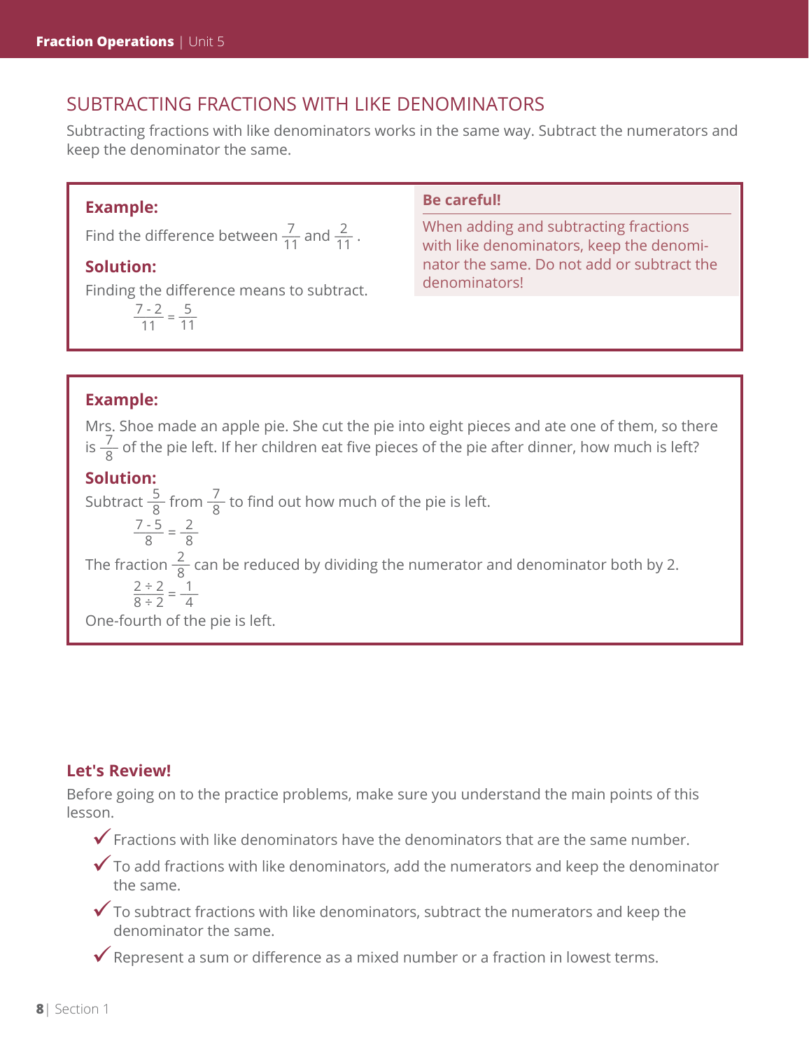## SUBTRACTING FRACTIONS WITH LIKE DENOMINATORS

Subtracting fractions with like denominators works in the same way. Subtract the numerators and keep the denominator the same.

**Example:**

Find the difference between $\frac{7}{11}$ and $\frac{2}{11}$.

**Solution:**

Finding the difference means to subtract.

$$\frac{7-2}{11} = \frac{5}{11}$$

**Be careful!**

When adding and subtracting fractions with like denominators, keep the denominator the same. Do not add or subtract the denominators!

**Example:**

Mrs. Shoe made an apple pie. She cut the pie into eight pieces and ate one of them, so there is $\frac{7}{8}$ of the pie left. If her children eat five pieces of the pie after dinner, how much is left?

**Solution:**

Subtract $\frac{5}{8}$ from $\frac{7}{8}$ to find out how much of the pie is left.

$$\frac{7-5}{8} = \frac{2}{8}$$

The fraction $\frac{2}{8}$ can be reduced by dividing the numerator and denominator both by 2.

$$\frac{2 \div 2}{8 \div 2} = \frac{1}{4}$$

One-fourth of the pie is left.

**Let's Review!**

Before going on to the practice problems, make sure you understand the main points of this lesson.

- ✓ Fractions with like denominators have the denominators that are the same number.
- ✓ To add fractions with like denominators, add the numerators and keep the denominator the same.
- ✓ To subtract fractions with like denominators, subtract the numerators and keep the denominator the same.
- ✓ Represent a sum or difference as a mixed number or a fraction in lowest terms.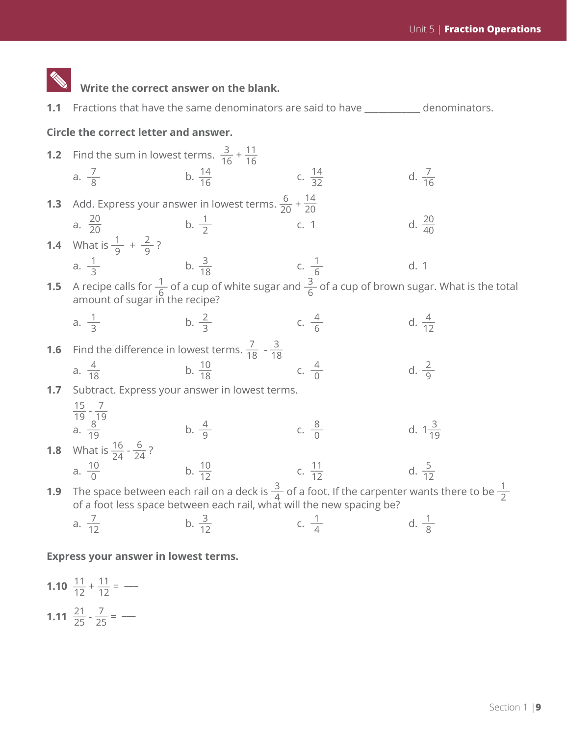**Write the correct answer on the blank.**

**1.1** Fractions that have the same denominators are said to have ___________ denominators.

**Circle the correct letter and answer.**

**1.2** Find the sum in lowest terms. $\frac{3}{16} + \frac{11}{16}$

a. $\frac{7}{8}$ b. $\frac{14}{16}$ c. $\frac{14}{32}$ d. $\frac{7}{16}$

**1.3** Add. Express your answer in lowest terms. $\frac{6}{20} + \frac{14}{20}$

a. $\frac{20}{20}$ b. $\frac{1}{2}$ c. 1 d. $\frac{20}{40}$

**1.4** What is $\frac{1}{9} + \frac{2}{9}$?

a. $\frac{1}{3}$ b. $\frac{3}{18}$ c. $\frac{1}{6}$ d. 1

**1.5** A recipe calls for $\frac{1}{6}$ of a cup of white sugar and $\frac{3}{6}$ of a cup of brown sugar. What is the total amount of sugar in the recipe?

a. $\frac{1}{3}$ b. $\frac{2}{3}$ c. $\frac{4}{6}$ d. $\frac{4}{12}$

**1.6** Find the difference in lowest terms. $\frac{7}{18} - \frac{3}{18}$

a. $\frac{4}{18}$ b. $\frac{10}{18}$ c. $\frac{4}{0}$ d. $\frac{2}{9}$

**1.7** Subtract. Express your answer in lowest terms.

$\frac{15}{19} - \frac{7}{19}$

a. $\frac{8}{19}$ b. $\frac{4}{9}$ c. $\frac{8}{0}$ d. $1\frac{3}{19}$

**1.8** What is $\frac{16}{24} - \frac{6}{24}$?

a. $\frac{10}{0}$ b. $\frac{10}{12}$ c. $\frac{11}{12}$ d. $\frac{5}{12}$

**1.9** The space between each rail on a deck is $\frac{3}{4}$ of a foot. If the carpenter wants there to be $\frac{1}{2}$ of a foot less space between each rail, what will the new spacing be?

a. $\frac{7}{12}$ b. $\frac{3}{12}$ c. $\frac{1}{4}$ d. $\frac{1}{8}$

**Express your answer in lowest terms.**

**1.10** $\frac{11}{12} + \frac{11}{12} =$ ___

**1.11** $\frac{21}{25} - \frac{7}{25} =$ ___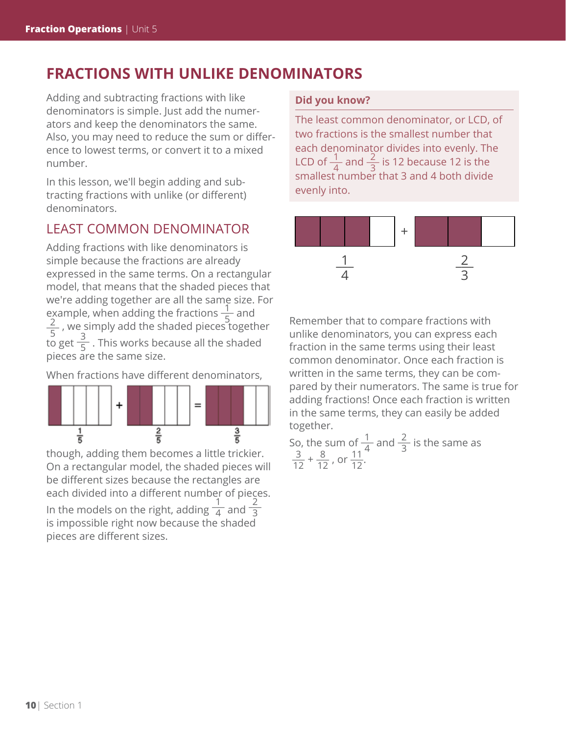# FRACTIONS WITH UNLIKE DENOMINATORS

Adding and subtracting fractions with like denominators is simple. Just add the numerators and keep the denominators the same. Also, you may need to reduce the sum or difference to lowest terms, or convert it to a mixed number.

In this lesson, we'll begin adding and subtracting fractions with unlike (or different) denominators.

## LEAST COMMON DENOMINATOR

Adding fractions with like denominators is simple because the fractions are already expressed in the same terms. On a rectangular model, that means that the shaded pieces that we're adding together are all the same size. For example, when adding the fractions $\frac{1}{5}$ and $\frac{2}{5}$, we simply add the shaded pieces together to get $\frac{3}{5}$. This works because all the shaded pieces are the same size.

When fractions have different denominators,

$\frac{1}{5}$ + $\frac{2}{5}$ = $\frac{3}{5}$

though, adding them becomes a little trickier. On a rectangular model, the shaded pieces will be different sizes because the rectangles are each divided into a different number of pieces. In the models on the right, adding $\frac{1}{4}$ and $\frac{2}{3}$ is impossible right now because the shaded pieces are different sizes.

**Did you know?**

The least common denominator, or LCD, of two fractions is the smallest number that each denominator divides into evenly. The LCD of $\frac{1}{4}$ and $\frac{2}{3}$ is 12 because 12 is the smallest number that 3 and 4 both divide evenly into.

$\frac{1}{4}$ + $\frac{2}{3}$

Remember that to compare fractions with unlike denominators, you can express each fraction in the same terms using their least common denominator. Once each fraction is written in the same terms, they can be compared by their numerators. The same is true for adding fractions! Once each fraction is written in the same terms, they can easily be added together.

So, the sum of $\frac{1}{4}$ and $\frac{2}{3}$ is the same as $\frac{3}{12} + \frac{8}{12}$, or $\frac{11}{12}$.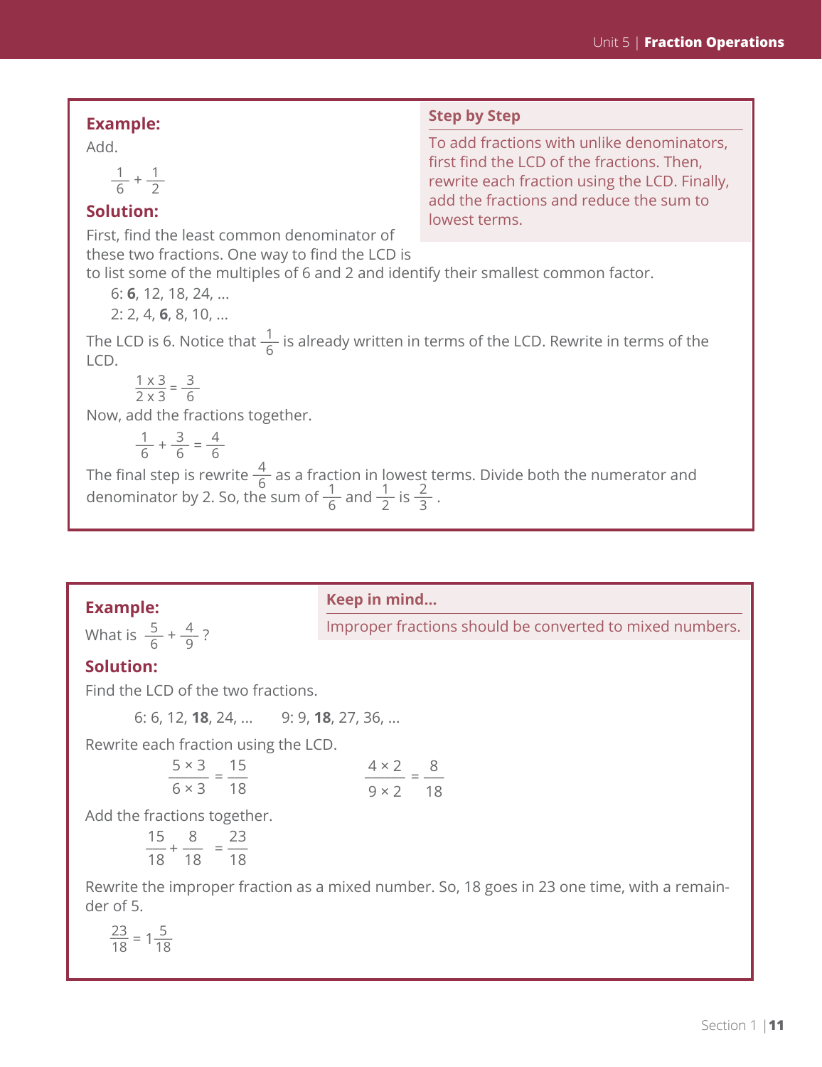**Example:**

Add.

$$\frac{1}{6} + \frac{1}{2}$$

**Step by Step**

To add fractions with unlike denominators, first find the LCD of the fractions. Then, rewrite each fraction using the LCD. Finally, add the fractions and reduce the sum to lowest terms.

**Solution:**

First, find the least common denominator of these two fractions. One way to find the LCD is to list some of the multiples of 6 and 2 and identify their smallest common factor.

6: **6**, 12, 18, 24, ...

2: 2, 4, **6**, 8, 10, ...

The LCD is 6. Notice that $\frac{1}{6}$ is already written in terms of the LCD. Rewrite in terms of the LCD.

$$\frac{1 \times 3}{2 \times 3} = \frac{3}{6}$$

Now, add the fractions together.

$$\frac{1}{6} + \frac{3}{6} = \frac{4}{6}$$

The final step is rewrite $\frac{4}{6}$ as a fraction in lowest terms. Divide both the numerator and denominator by 2. So, the sum of $\frac{1}{6}$ and $\frac{1}{2}$ is $\frac{2}{3}$.

**Example:**

What is $\frac{5}{6} + \frac{4}{9}$?

**Keep in mind...**

Improper fractions should be converted to mixed numbers.

**Solution:**

Find the LCD of the two fractions.

6: 6, 12, **18**, 24, ... 9: 9, **18**, 27, 36, ...

Rewrite each fraction using the LCD.

$$\frac{5 \times 3}{6 \times 3} = \frac{15}{18} \qquad \frac{4 \times 2}{9 \times 2} = \frac{8}{18}$$

Add the fractions together.

$$\frac{15}{18} + \frac{8}{18} = \frac{23}{18}$$

Rewrite the improper fraction as a mixed number. So, 18 goes in 23 one time, with a remainder of 5.

$$\frac{23}{18} = 1\frac{5}{18}$$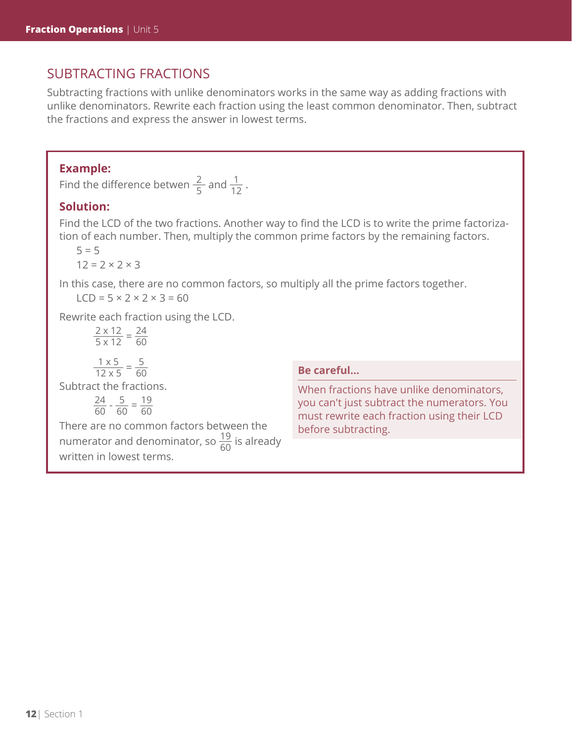## SUBTRACTING FRACTIONS

Subtracting fractions with unlike denominators works in the same way as adding fractions with unlike denominators. Rewrite each fraction using the least common denominator. Then, subtract the fractions and express the answer in lowest terms.

**Example:**

Find the difference betwen $\frac{2}{5}$ and $\frac{1}{12}$.

**Solution:**

Find the LCD of the two fractions. Another way to find the LCD is to write the prime factorization of each number. Then, multiply the common prime factors by the remaining factors.

$5 = 5$

$12 = 2 \times 2 \times 3$

In this case, there are no common factors, so multiply all the prime factors together.

LCD $= 5 \times 2 \times 2 \times 3 = 60$

Rewrite each fraction using the LCD.

$$\frac{2 \times 12}{5 \times 12} = \frac{24}{60}$$

$$\frac{1 \times 5}{12 \times 5} = \frac{5}{60}$$

Subtract the fractions.

$$\frac{24}{60} - \frac{5}{60} = \frac{19}{60}$$

There are no common factors between the numerator and denominator, so $\frac{19}{60}$ is already written in lowest terms.

**Be careful...**

When fractions have unlike denominators, you can't just subtract the numerators. You must rewrite each fraction using their LCD before subtracting.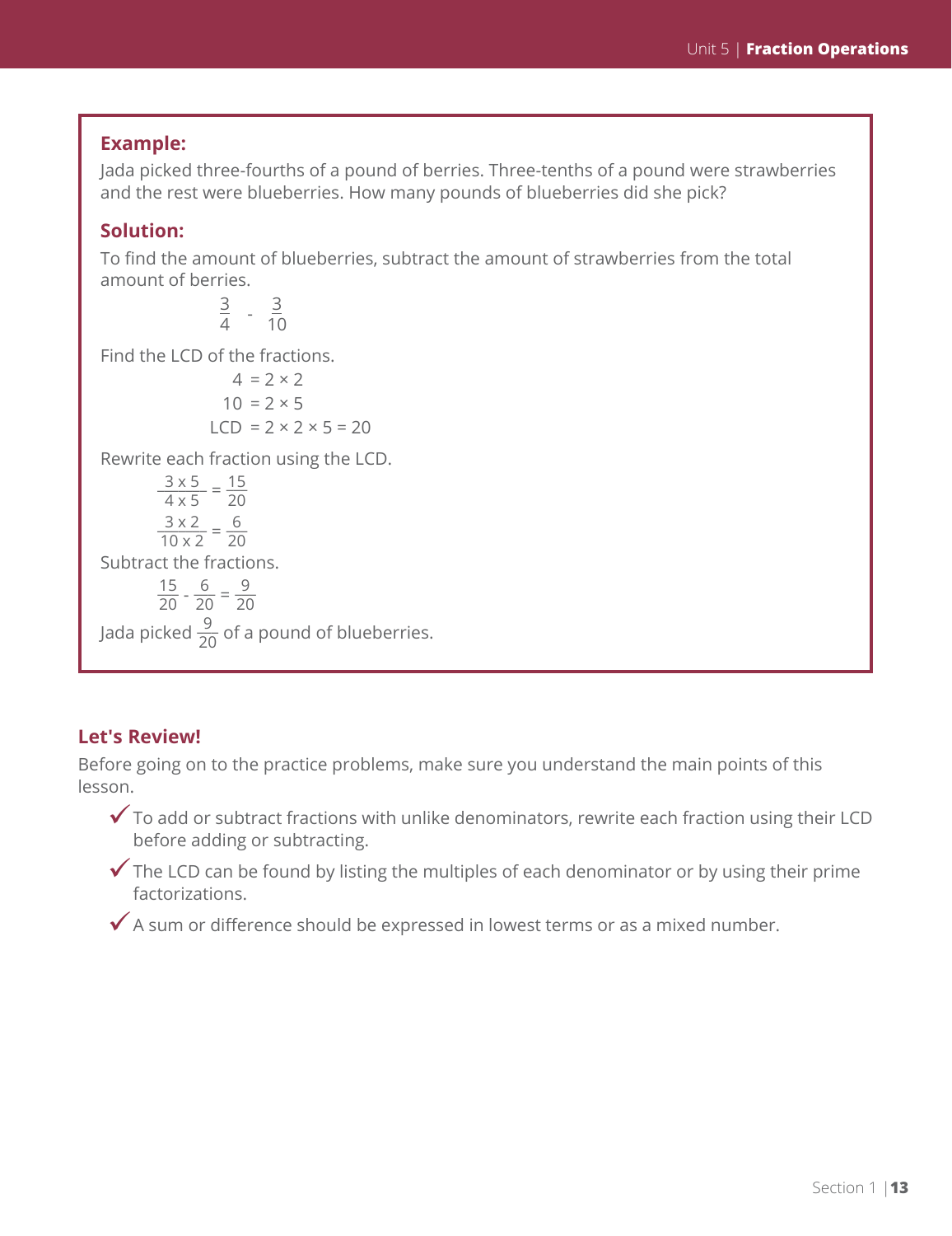**Example:**

Jada picked three-fourths of a pound of berries. Three-tenths of a pound were strawberries and the rest were blueberries. How many pounds of blueberries did she pick?

**Solution:**

To find the amount of blueberries, subtract the amount of strawberries from the total amount of berries.

$$\frac{3}{4} - \frac{3}{10}$$

Find the LCD of the fractions.

$$4 = 2 \times 2$$
$$10 = 2 \times 5$$
$$\text{LCD} = 2 \times 2 \times 5 = 20$$

Rewrite each fraction using the LCD.

$$\frac{3 \times 5}{4 \times 5} = \frac{15}{20}$$
$$\frac{3 \times 2}{10 \times 2} = \frac{6}{20}$$

Subtract the fractions.

$$\frac{15}{20} - \frac{6}{20} = \frac{9}{20}$$

Jada picked $\frac{9}{20}$ of a pound of blueberries.

## Let's Review!

Before going on to the practice problems, make sure you understand the main points of this lesson.

- ✓ To add or subtract fractions with unlike denominators, rewrite each fraction using their LCD before adding or subtracting.
- ✓ The LCD can be found by listing the multiples of each denominator or by using their prime factorizations.
- ✓ A sum or difference should be expressed in lowest terms or as a mixed number.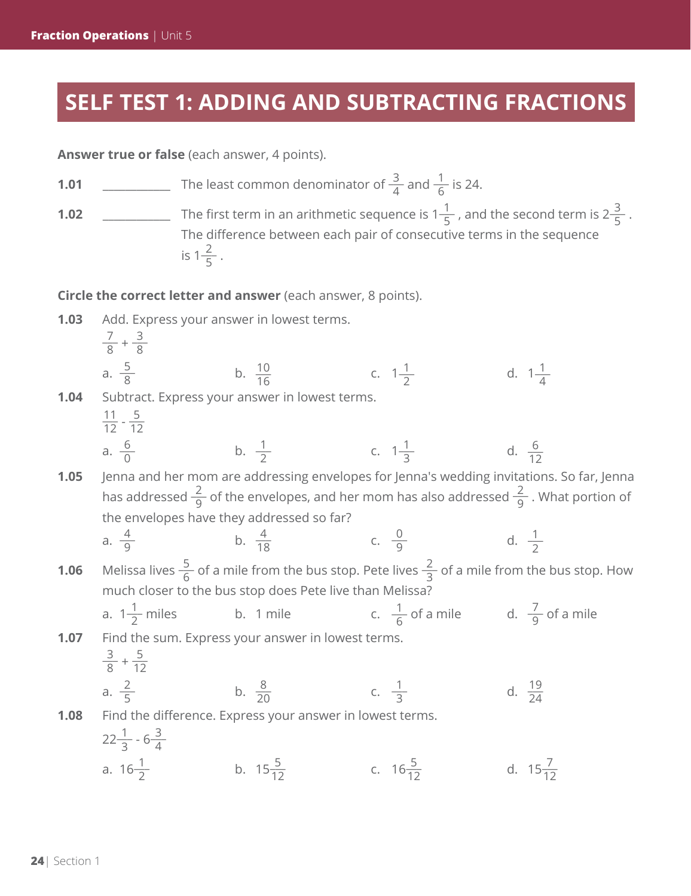# SELF TEST 1: ADDING AND SUBTRACTING FRACTIONS

**Answer true or false** (each answer, 4 points).

**1.01** ___________ The least common denominator of $\frac{3}{4}$ and $\frac{1}{6}$ is 24.

**1.02** ___________ The first term in an arithmetic sequence is $1\frac{1}{5}$ , and the second term is $2\frac{3}{5}$ . The difference between each pair of consecutive terms in the sequence is $1\frac{2}{5}$ .

**Circle the correct letter and answer** (each answer, 8 points).

**1.03** Add. Express your answer in lowest terms.

$\frac{7}{8} + \frac{3}{8}$

a. $\frac{5}{8}$ b. $\frac{10}{16}$ c. $1\frac{1}{2}$ d. $1\frac{1}{4}$

**1.04** Subtract. Express your answer in lowest terms.

$\frac{11}{12} - \frac{5}{12}$

a. $\frac{6}{0}$ b. $\frac{1}{2}$ c. $1\frac{1}{3}$ d. $\frac{6}{12}$

**1.05** Jenna and her mom are addressing envelopes for Jenna's wedding invitations. So far, Jenna has addressed $\frac{2}{9}$ of the envelopes, and her mom has also addressed $\frac{2}{9}$ . What portion of the envelopes have they addressed so far?

a. $\frac{4}{9}$ b. $\frac{4}{18}$ c. $\frac{0}{9}$ d. $\frac{1}{2}$

**1.06** Melissa lives $\frac{5}{6}$ of a mile from the bus stop. Pete lives $\frac{2}{3}$ of a mile from the bus stop. How much closer to the bus stop does Pete live than Melissa?

a. $1\frac{1}{2}$ miles b. 1 mile c. $\frac{1}{6}$ of a mile d. $\frac{7}{9}$ of a mile

**1.07** Find the sum. Express your answer in lowest terms.

$\frac{3}{8} + \frac{5}{12}$

a. $\frac{2}{5}$ b. $\frac{8}{20}$ c. $\frac{1}{3}$ d. $\frac{19}{24}$

**1.08** Find the difference. Express your answer in lowest terms.

$22\frac{1}{3} - 6\frac{3}{4}$

a. $16\frac{1}{2}$ b. $15\frac{5}{12}$ c. $16\frac{5}{12}$ d. $15\frac{7}{12}$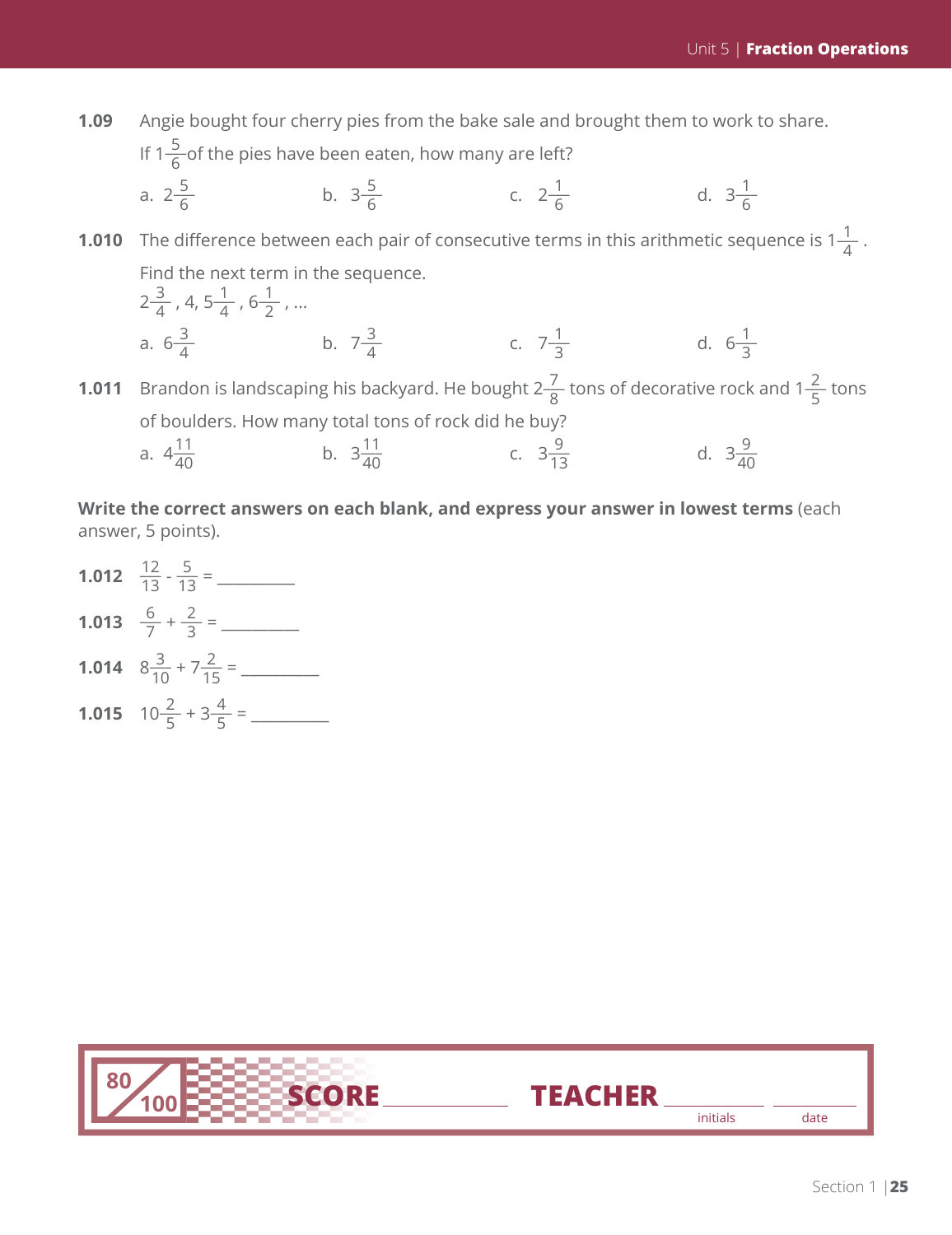**1.09** Angie bought four cherry pies from the bake sale and brought them to work to share. If $1\frac{5}{6}$ of the pies have been eaten, how many are left?

a. $2\frac{5}{6}$ b. $3\frac{5}{6}$ c. $2\frac{1}{6}$ d. $3\frac{1}{6}$

**1.010** The difference between each pair of consecutive terms in this arithmetic sequence is $1\frac{1}{4}$. Find the next term in the sequence.

$2\frac{3}{4}$, 4, $5\frac{1}{4}$, $6\frac{1}{2}$, ...

a. $6\frac{3}{4}$ b. $7\frac{3}{4}$ c. $7\frac{1}{3}$ d. $6\frac{1}{3}$

**1.011** Brandon is landscaping his backyard. He bought $2\frac{7}{8}$ tons of decorative rock and $1\frac{2}{5}$ tons of boulders. How many total tons of rock did he buy?

a. $4\frac{11}{40}$ b. $3\frac{11}{40}$ c. $3\frac{9}{13}$ d. $3\frac{9}{40}$

**Write the correct answers on each blank, and express your answer in lowest terms** (each answer, 5 points).

**1.012** $\frac{12}{13} - \frac{5}{13} =$ __________

**1.013** $\frac{6}{7} + \frac{2}{3} =$ __________

**1.014** $8\frac{3}{10} + 7\frac{2}{15} =$ __________

**1.015** $10\frac{2}{5} + 3\frac{4}{5} =$ __________

80/100 **SCORE** __________ **TEACHER** __________ __________
initials date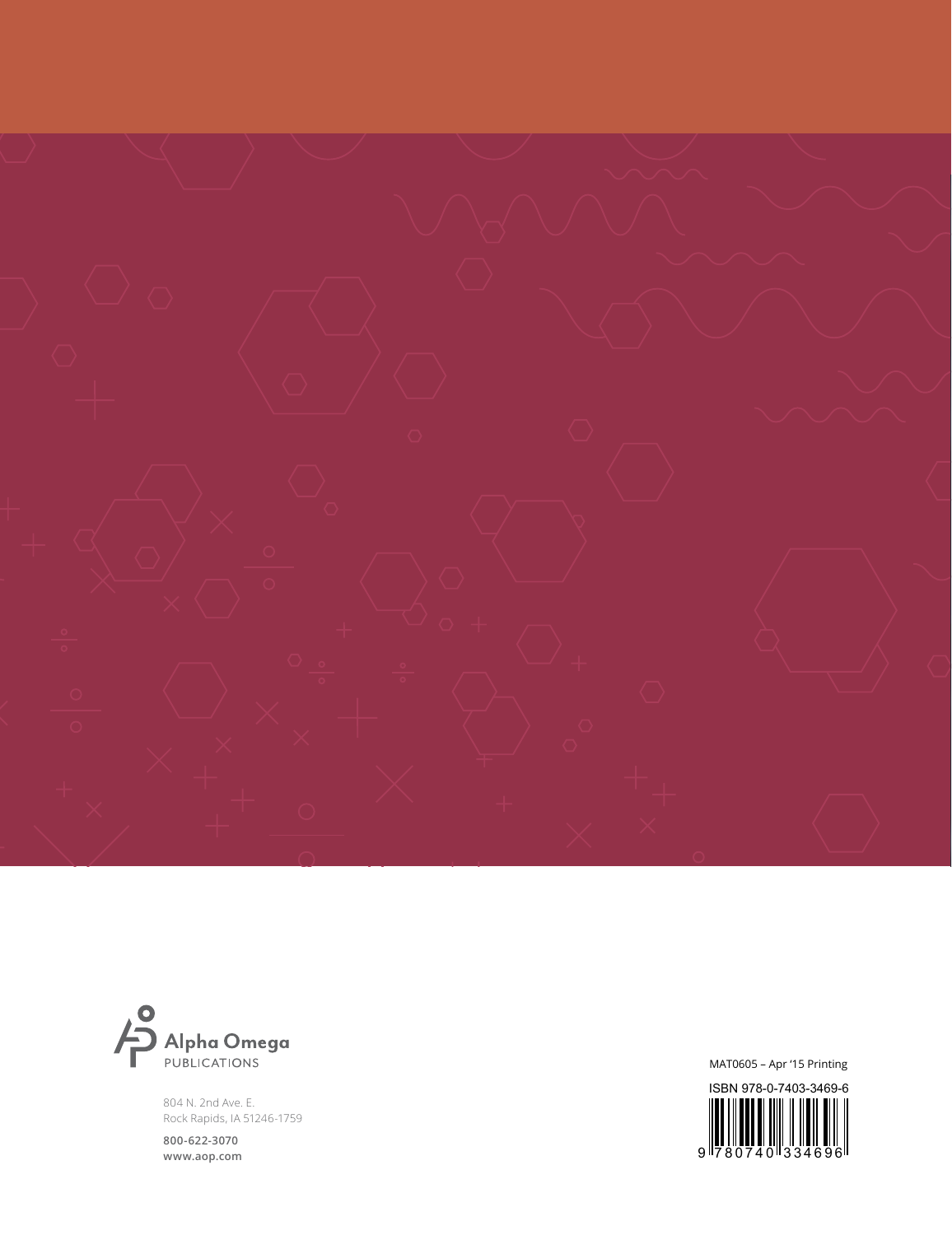Alpha Omega
PUBLICATIONS

804 N. 2nd Ave. E.
Rock Rapids, IA 51246-1759

**800-622-3070**
**www.aop.com**

MAT0605 – Apr '15 Printing

ISBN 978-0-7403-3469-6

9 780740 334696